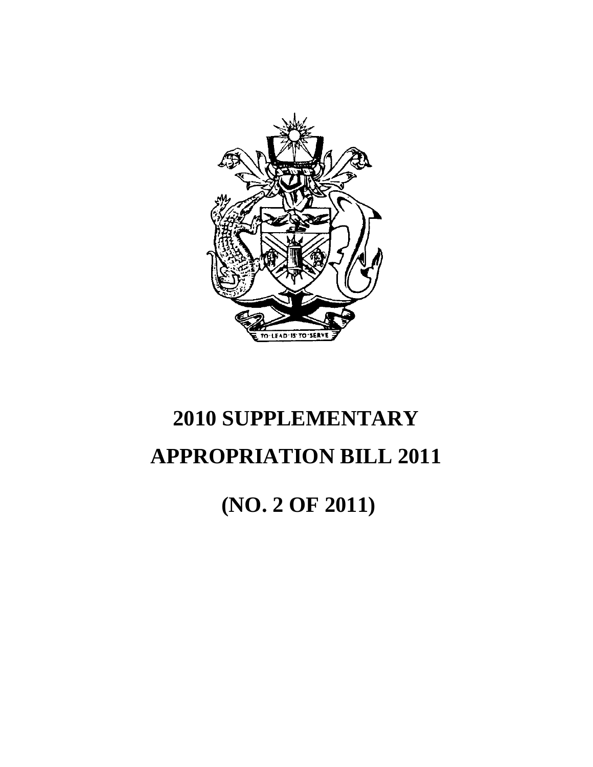# 2010 SUPPLEMENTARY APPROPRIATION BILL 2011

# (NO. 2 OF 2011)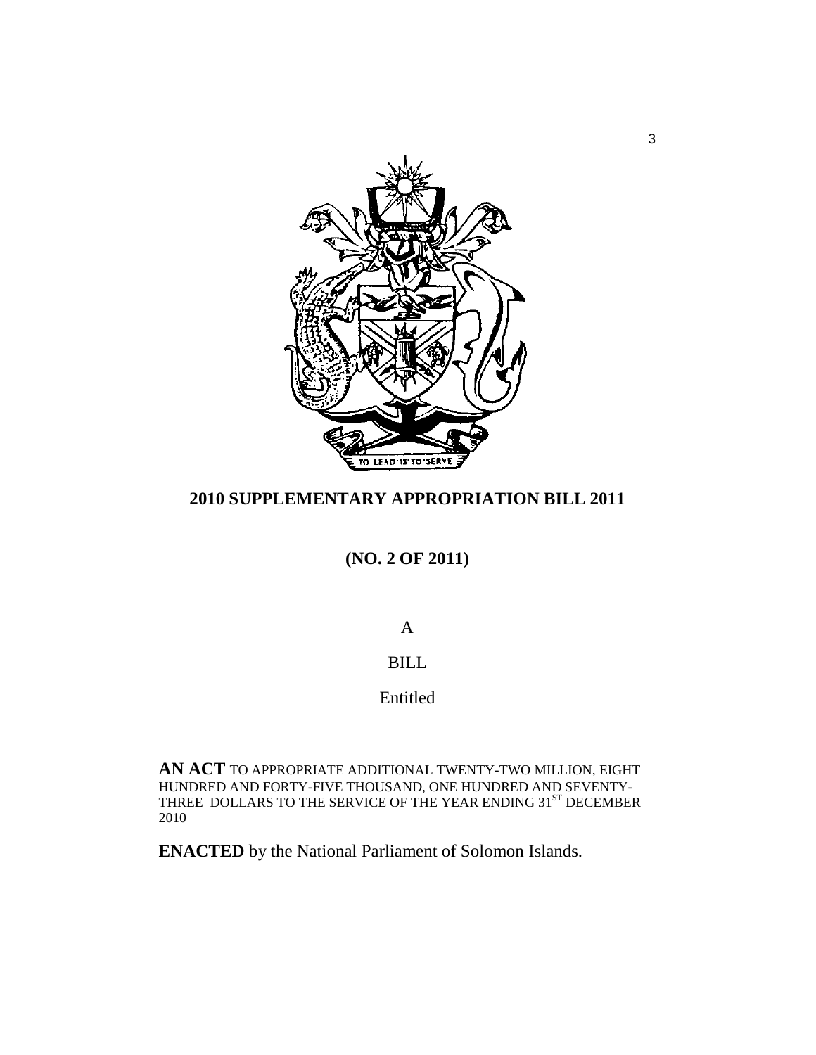# 2010 SUPPLEMENTARY APPROPRIATION BILL 2011

## (NO. 2 OF 2011)

A

BILL

Entitled

**AN ACT** TO APPROPRIATE ADDITIONAL TWENTY-TWO MILLION, EIGHT HUNDRED AND FORTY-FIVE THOUSAND, ONE HUNDRED AND SEVENTY-THREE DOLLARS TO THE SERVICE OF THE YEAR ENDING 31ST DECEMBER 2010

**ENACTED** by the National Parliament of Solomon Islands.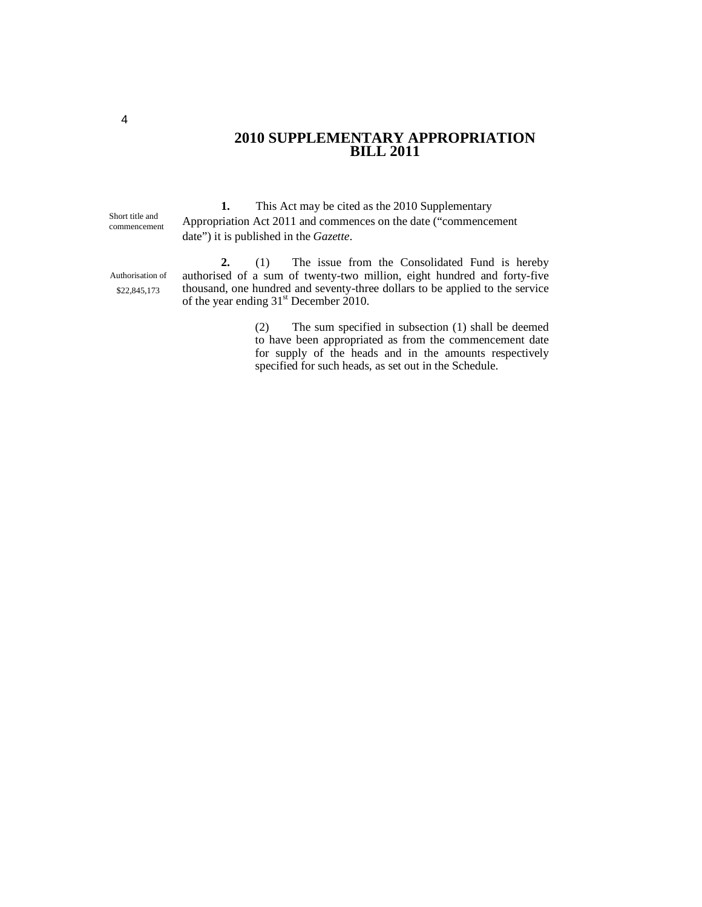# 2010 SUPPLEMENTARY APPROPRIATION BILL 2011

Short title and commencement

**1.** This Act may be cited as the 2010 Supplementary Appropriation Act 2011 and commences on the date ("commencement date") it is published in the *Gazette*.

Authorisation of $22,845,173

**2.** (1) The issue from the Consolidated Fund is hereby authorised of a sum of twenty-two million, eight hundred and forty-five thousand, one hundred and seventy-three dollars to be applied to the service of the year ending 31st December 2010.

(2) The sum specified in subsection (1) shall be deemed to have been appropriated as from the commencement date for supply of the heads and in the amounts respectively specified for such heads, as set out in the Schedule.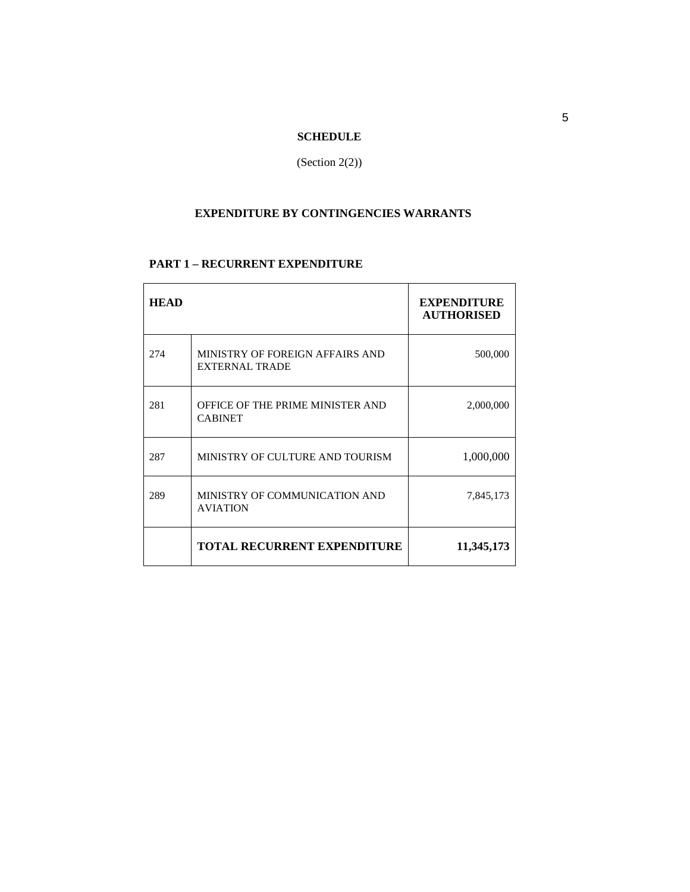# SCHEDULE

(Section 2(2))

## EXPENDITURE BY CONTINGENCIES WARRANTS

### PART 1 – RECURRENT EXPENDITURE

| HEAD | | EXPENDITURE AUTHORISED |
|---|---|---:|
| 274 | MINISTRY OF FOREIGN AFFAIRS AND EXTERNAL TRADE | 500,000 |
| 281 | OFFICE OF THE PRIME MINISTER AND CABINET | 2,000,000 |
| 287 | MINISTRY OF CULTURE AND TOURISM | 1,000,000 |
| 289 | MINISTRY OF COMMUNICATION AND AVIATION | 7,845,173 |
| | **TOTAL RECURRENT EXPENDITURE** | **11,345,173** |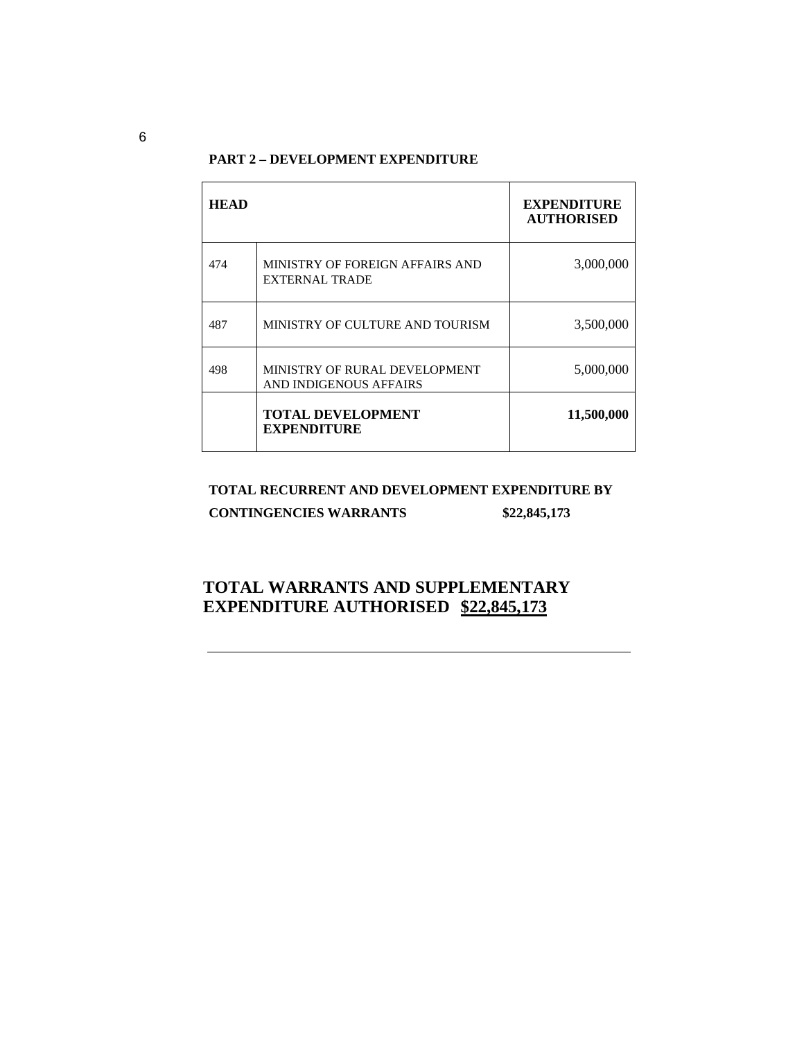**PART 2 – DEVELOPMENT EXPENDITURE**

| HEAD | | EXPENDITURE AUTHORISED |
|---|---|---|
| 474 | MINISTRY OF FOREIGN AFFAIRS AND EXTERNAL TRADE | 3,000,000 |
| 487 | MINISTRY OF CULTURE AND TOURISM | 3,500,000 |
| 498 | MINISTRY OF RURAL DEVELOPMENT AND INDIGENOUS AFFAIRS | 5,000,000 |
| | **TOTAL DEVELOPMENT EXPENDITURE** | **11,500,000** |

**TOTAL RECURRENT AND DEVELOPMENT EXPENDITURE BY CONTINGENCIES WARRANTS $22,845,173**

**TOTAL WARRANTS AND SUPPLEMENTARY EXPENDITURE AUTHORISED <u>$22,845,173</u>**

---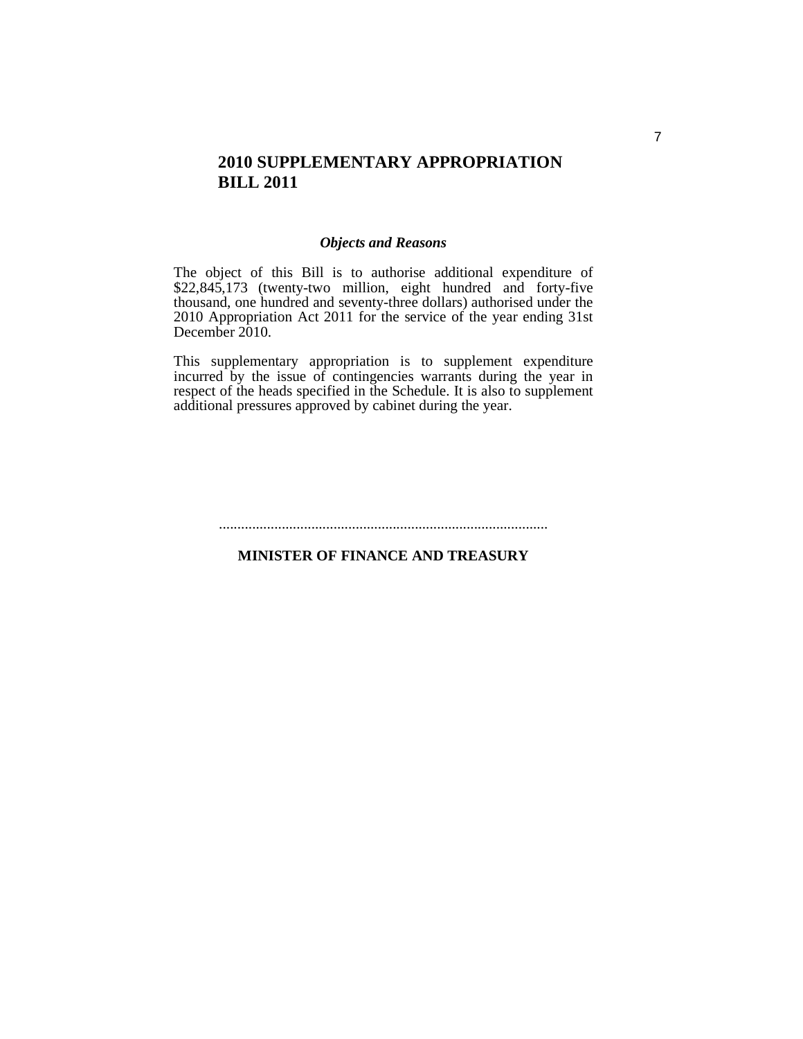# 2010 SUPPLEMENTARY APPROPRIATION BILL 2011

***Objects and Reasons***

The object of this Bill is to authorise additional expenditure of $22,845,173 (twenty-two million, eight hundred and forty-five thousand, one hundred and seventy-three dollars) authorised under the 2010 Appropriation Act 2011 for the service of the year ending 31st December 2010.

This supplementary appropriation is to supplement expenditure incurred by the issue of contingencies warrants during the year in respect of the heads specified in the Schedule. It is also to supplement additional pressures approved by cabinet during the year.

........................................................................................

**MINISTER OF FINANCE AND TREASURY**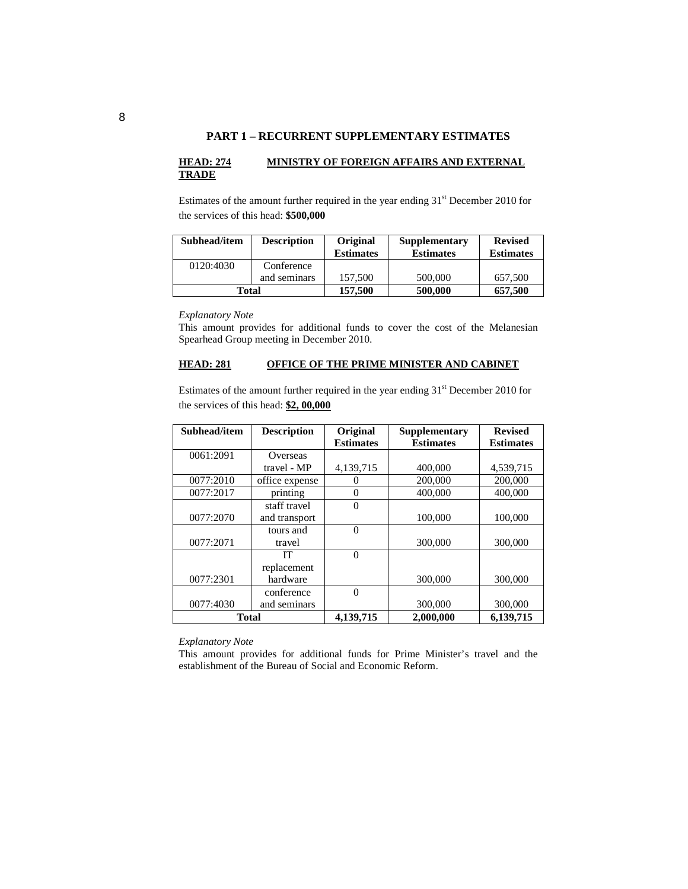## PART 1 – RECURRENT SUPPLEMENTARY ESTIMATES

**HEAD: 274 MINISTRY OF FOREIGN AFFAIRS AND EXTERNAL TRADE**

Estimates of the amount further required in the year ending 31st December 2010 for the services of this head: **$500,000**

| Subhead/item | Description | Original Estimates | Supplementary Estimates | Revised Estimates |
|---|---|---|---|---|
| 0120:4030 | Conference and seminars | 157,500 | 500,000 | 657,500 |
| **Total** | | **157,500** | **500,000** | **657,500** |

*Explanatory Note*

This amount provides for additional funds to cover the cost of the Melanesian Spearhead Group meeting in December 2010.

**HEAD: 281 OFFICE OF THE PRIME MINISTER AND CABINET**

Estimates of the amount further required in the year ending 31st December 2010 for the services of this head: **$2, 00,000**

| Subhead/item | Description | Original Estimates | Supplementary Estimates | Revised Estimates |
|---|---|---|---|---|
| 0061:2091 | Overseas travel - MP | 4,139,715 | 400,000 | 4,539,715 |
| 0077:2010 | office expense | 0 | 200,000 | 200,000 |
| 0077:2017 | printing | 0 | 400,000 | 400,000 |
| 0077:2070 | staff travel and transport | 0 | 100,000 | 100,000 |
| 0077:2071 | tours and travel | 0 | 300,000 | 300,000 |
| 0077:2301 | IT replacement hardware | 0 | 300,000 | 300,000 |
| 0077:4030 | conference and seminars | 0 | 300,000 | 300,000 |
| **Total** | | **4,139,715** | **2,000,000** | **6,139,715** |

*Explanatory Note*

This amount provides for additional funds for Prime Minister's travel and the establishment of the Bureau of Social and Economic Reform.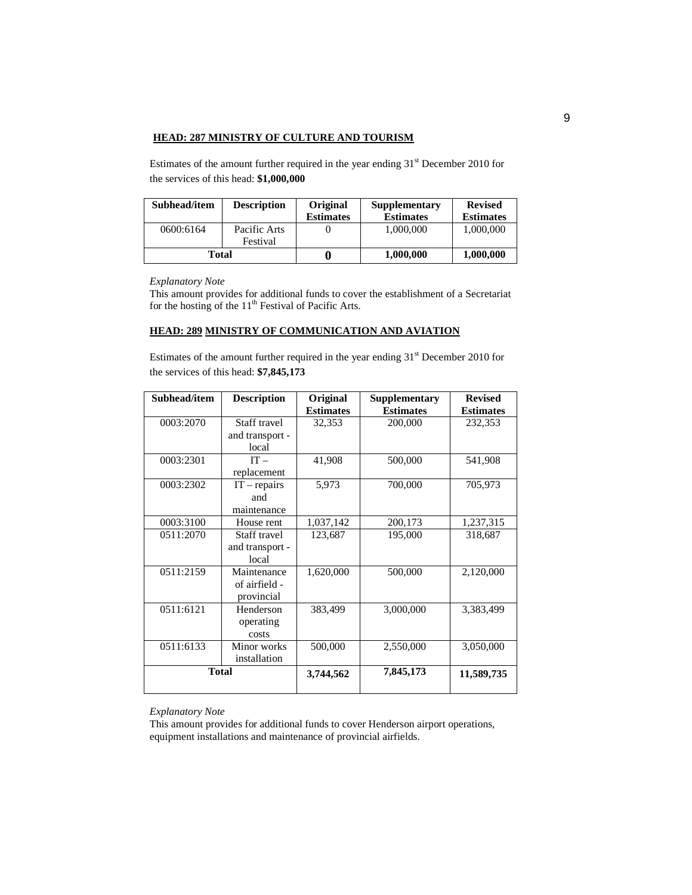## HEAD: 287 MINISTRY OF CULTURE AND TOURISM

Estimates of the amount further required in the year ending 31st December 2010 for the services of this head: **$1,000,000**

| Subhead/item | Description | Original Estimates | Supplementary Estimates | Revised Estimates |
|---|---|---|---|---|
| 0600:6164 | Pacific Arts Festival | 0 | 1,000,000 | 1,000,000 |
| **Total** | | **0** | **1,000,000** | **1,000,000** |

*Explanatory Note*

This amount provides for additional funds to cover the establishment of a Secretariat for the hosting of the 11th Festival of Pacific Arts.

## HEAD: 289 MINISTRY OF COMMUNICATION AND AVIATION

Estimates of the amount further required in the year ending 31st December 2010 for the services of this head: **$7,845,173**

| Subhead/item | Description | Original Estimates | Supplementary Estimates | Revised Estimates |
|---|---|---|---|---|
| 0003:2070 | Staff travel and transport - local | 32,353 | 200,000 | 232,353 |
| 0003:2301 | IT – replacement | 41,908 | 500,000 | 541,908 |
| 0003:2302 | IT – repairs and maintenance | 5,973 | 700,000 | 705,973 |
| 0003:3100 | House rent | 1,037,142 | 200,173 | 1,237,315 |
| 0511:2070 | Staff travel and transport - local | 123,687 | 195,000 | 318,687 |
| 0511:2159 | Maintenance of airfield - provincial | 1,620,000 | 500,000 | 2,120,000 |
| 0511:6121 | Henderson operating costs | 383,499 | 3,000,000 | 3,383,499 |
| 0511:6133 | Minor works installation | 500,000 | 2,550,000 | 3,050,000 |
| **Total** | | **3,744,562** | **7,845,173** | **11,589,735** |

*Explanatory Note*

This amount provides for additional funds to cover Henderson airport operations, equipment installations and maintenance of provincial airfields.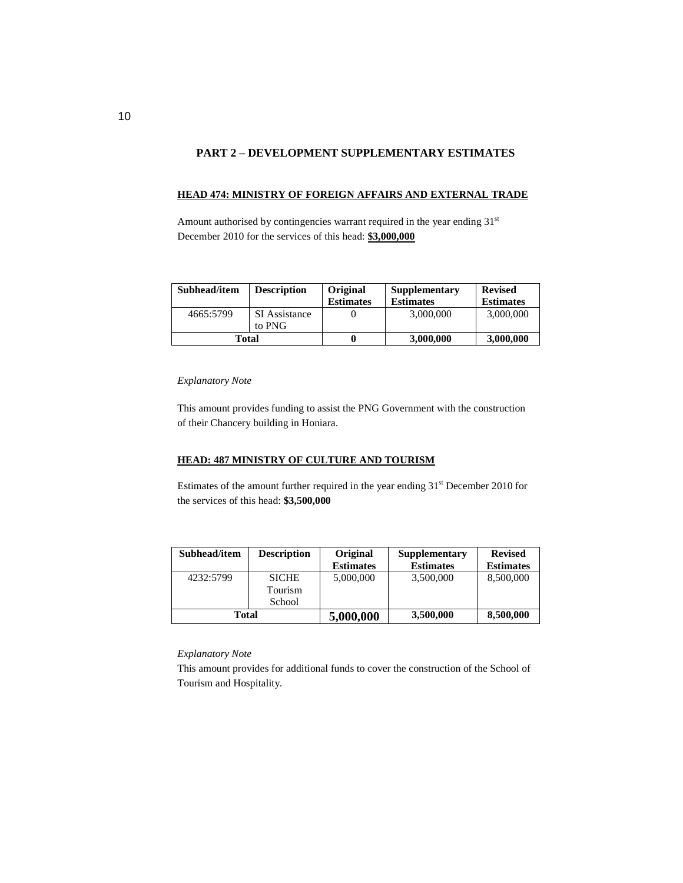## PART 2 – DEVELOPMENT SUPPLEMENTARY ESTIMATES

### HEAD 474: MINISTRY OF FOREIGN AFFAIRS AND EXTERNAL TRADE

Amount authorised by contingencies warrant required in the year ending 31st December 2010 for the services of this head: **$3,000,000**

| Subhead/item | Description | Original Estimates | Supplementary Estimates | Revised Estimates |
|---|---|---|---|---|
| 4665:5799 | SI Assistance to PNG | 0 | 3,000,000 | 3,000,000 |
| **Total** | | **0** | **3,000,000** | **3,000,000** |

*Explanatory Note*

This amount provides funding to assist the PNG Government with the construction of their Chancery building in Honiara.

### HEAD: 487 MINISTRY OF CULTURE AND TOURISM

Estimates of the amount further required in the year ending 31st December 2010 for the services of this head: **$3,500,000**

| Subhead/item | Description | Original Estimates | Supplementary Estimates | Revised Estimates |
|---|---|---|---|---|
| 4232:5799 | SICHE Tourism School | 5,000,000 | 3,500,000 | 8,500,000 |
| **Total** | | **5,000,000** | **3,500,000** | **8,500,000** |

*Explanatory Note*

This amount provides for additional funds to cover the construction of the School of Tourism and Hospitality.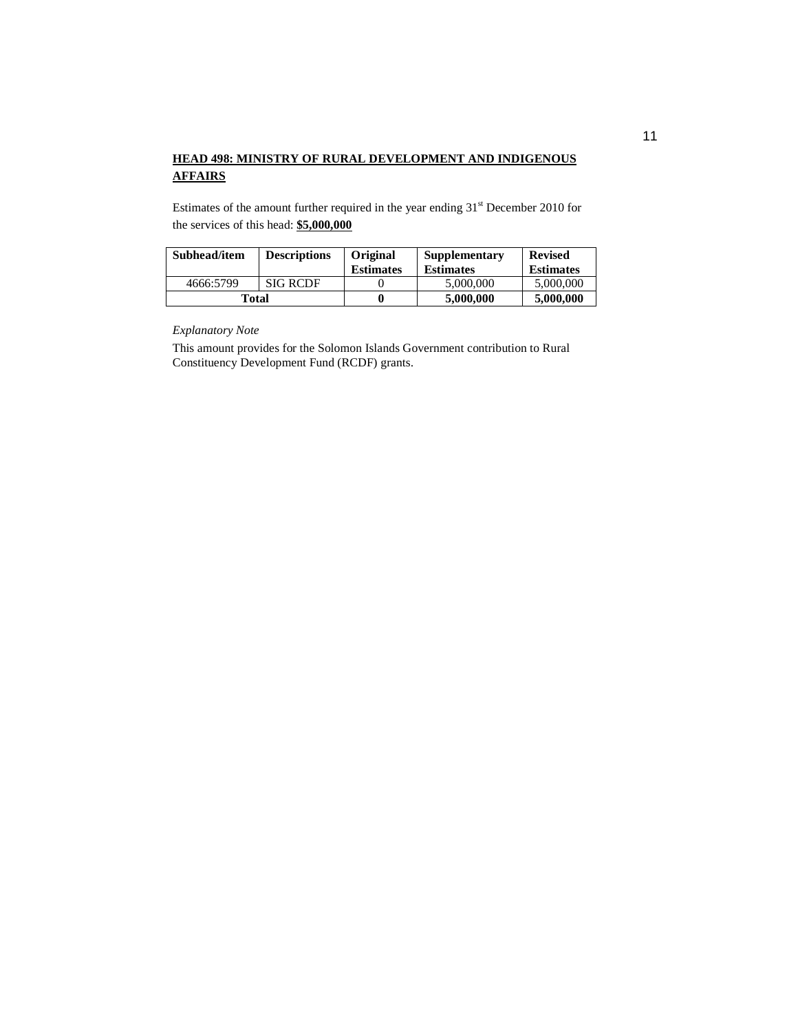## HEAD 498: MINISTRY OF RURAL DEVELOPMENT AND INDIGENOUS AFFAIRS

Estimates of the amount further required in the year ending 31st December 2010 for the services of this head: **$5,000,000**

| Subhead/item | Descriptions | Original Estimates | Supplementary Estimates | Revised Estimates |
|---|---|---|---|---|
| 4666:5799 | SIG RCDF | 0 | 5,000,000 | 5,000,000 |
| **Total** | | **0** | **5,000,000** | **5,000,000** |

*Explanatory Note*

This amount provides for the Solomon Islands Government contribution to Rural Constituency Development Fund (RCDF) grants.